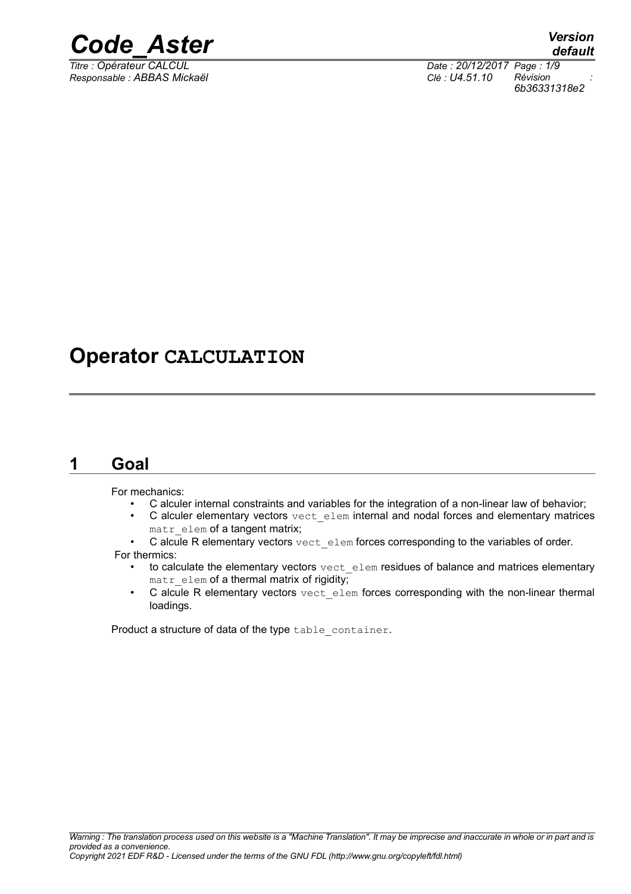# Operator CALCULATION

## 1 Goal

For mechanics:

- C alculer internal constraints and variables for the integration of a non-linear law of behavior;
- C alculer elementary vectors `vect_elem` internal and nodal forces and elementary matrices `matr_elem` of a tangent matrix;
- C alcule R elementary vectors `vect_elem` forces corresponding to the variables of order.

For thermics:

- to calculate the elementary vectors `vect_elem` residues of balance and matrices elementary `matr_elem` of a thermal matrix of rigidity;
- C alcule R elementary vectors `vect_elem` forces corresponding with the non-linear thermal loadings.

Product a structure of data of the type `table_container`.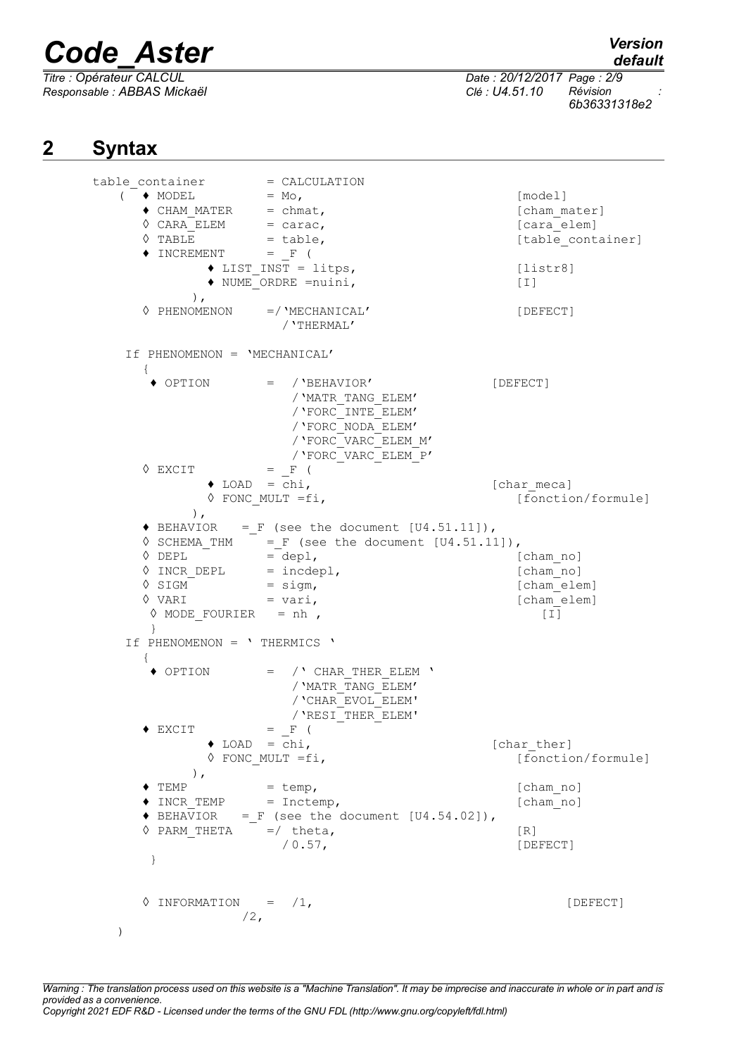## 2 Syntax

```
table_container        = CALCULATION
  (  ♦ MODEL          = Mo,                                 [model]
     ♦ CHAM_MATER     = chmat,                              [cham_mater]
     ◊ CARA_ELEM      = carac,                              [cara_elem]
     ◊ TABLE          = table,                              [table_container]
     ♦ INCREMENT      = _F (
             ♦ LIST_INST = litps,                           [listr8]
             ♦ NUME_ORDRE =nuini,                           [I]
          ),
     ◊ PHENOMENON     =/'MECHANICAL'                        [DEFECT]
                       /'THERMAL'

   If PHENOMENON = 'MECHANICAL'
     {
      ♦ OPTION        =  /'BEHAVIOR'                      [DEFECT]
                         /'MATR_TANG_ELEM'
                         /'FORC_INTE_ELEM'
                         /'FORC_NODA_ELEM'
                         /'FORC_VARC_ELEM_M'
                         /'FORC_VARC_ELEM_P'
     ◊ EXCIT          = _F (
             ♦ LOAD  = chi,                                 [char_meca]
             ◊ FONC_MULT =fi,                                  [fonction/formule]
          ),
     ♦ BEHAVIOR   = _F (see the document [U4.51.11]),
     ◊ SCHEMA_THM     = _F (see the document [U4.51.11]),
     ◊ DEPL           = depl,                               [cham_no]
     ◊ INCR_DEPL      = incdepl,                            [cham_no]
     ◊ SIGM           = sigm,                               [cham_elem]
     ◊ VARI           = vari,                               [cham_elem]
      ◊ MODE_FOURIER   = nh ,                                  [I]
      }
   If PHENOMENON = ' THERMICS '
     {
      ♦ OPTION        =  /' CHAR_THER_ELEM '
                         /'MATR_TANG_ELEM'
                         /'CHAR_EVOL_ELEM'
                         /'RESI_THER_ELEM'
     ♦ EXCIT          = _F (
             ♦ LOAD  = chi,                                 [char_ther]
             ◊ FONC_MULT =fi,                                  [fonction/formule]
          ),
     ♦ TEMP           = temp,                               [cham_no]
     ♦ INCR_TEMP      = Inctemp,                            [cham_no]
     ♦ BEHAVIOR   = _F (see the document [U4.54.02]),
     ◊ PARM_THETA     =/ theta,                             [R]
                       / 0.57,                              [DEFECT]
      }


     ◊ INFORMATION    =  /1,                                    [DEFECT]
                  /2,
  )
```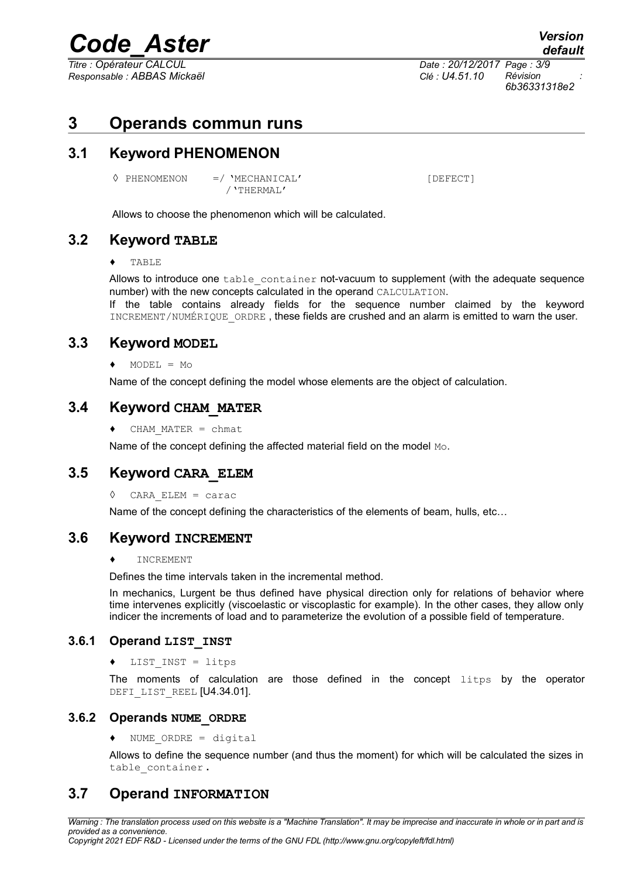# 3 Operands commun runs

## 3.1 Keyword PHENOMENON

```
◊ PHENOMENON    =/ 'MECHANICAL'                    [DEFECT]
                 /'THERMAL'
```

Allows to choose the phenomenon which will be calculated.

## 3.2 Keyword TABLE

```
♦ TABLE
```

Allows to introduce one table_container not-vacuum to supplement (with the adequate sequence number) with the new concepts calculated in the operand CALCULATION.

If the table contains already fields for the sequence number claimed by the keyword INCREMENT/NUMÉRIQUE_ORDRE , these fields are crushed and an alarm is emitted to warn the user.

## 3.3 Keyword MODEL

```
♦ MODEL = Mo
```

Name of the concept defining the model whose elements are the object of calculation.

## 3.4 Keyword CHAM_MATER

```
♦ CHAM_MATER = chmat
```

Name of the concept defining the affected material field on the model Mo.

## 3.5 Keyword CARA_ELEM

```
◊ CARA_ELEM = carac
```

Name of the concept defining the characteristics of the elements of beam, hulls, etc…

## 3.6 Keyword INCREMENT

```
♦ INCREMENT
```

Defines the time intervals taken in the incremental method.

In mechanics, Lurgent be thus defined have physical direction only for relations of behavior where time intervenes explicitly (viscoelastic or viscoplastic for example). In the other cases, they allow only indicer the increments of load and to parameterize the evolution of a possible field of temperature.

### 3.6.1 Operand LIST_INST

```
♦ LIST_INST = litps
```

The moments of calculation are those defined in the concept litps by the operator DEFI_LIST_REEL [U4.34.01].

### 3.6.2 Operands NUME_ORDRE

```
♦ NUME_ORDRE = digital
```

Allows to define the sequence number (and thus the moment) for which will be calculated the sizes in table_container.

## 3.7 Operand INFORMATION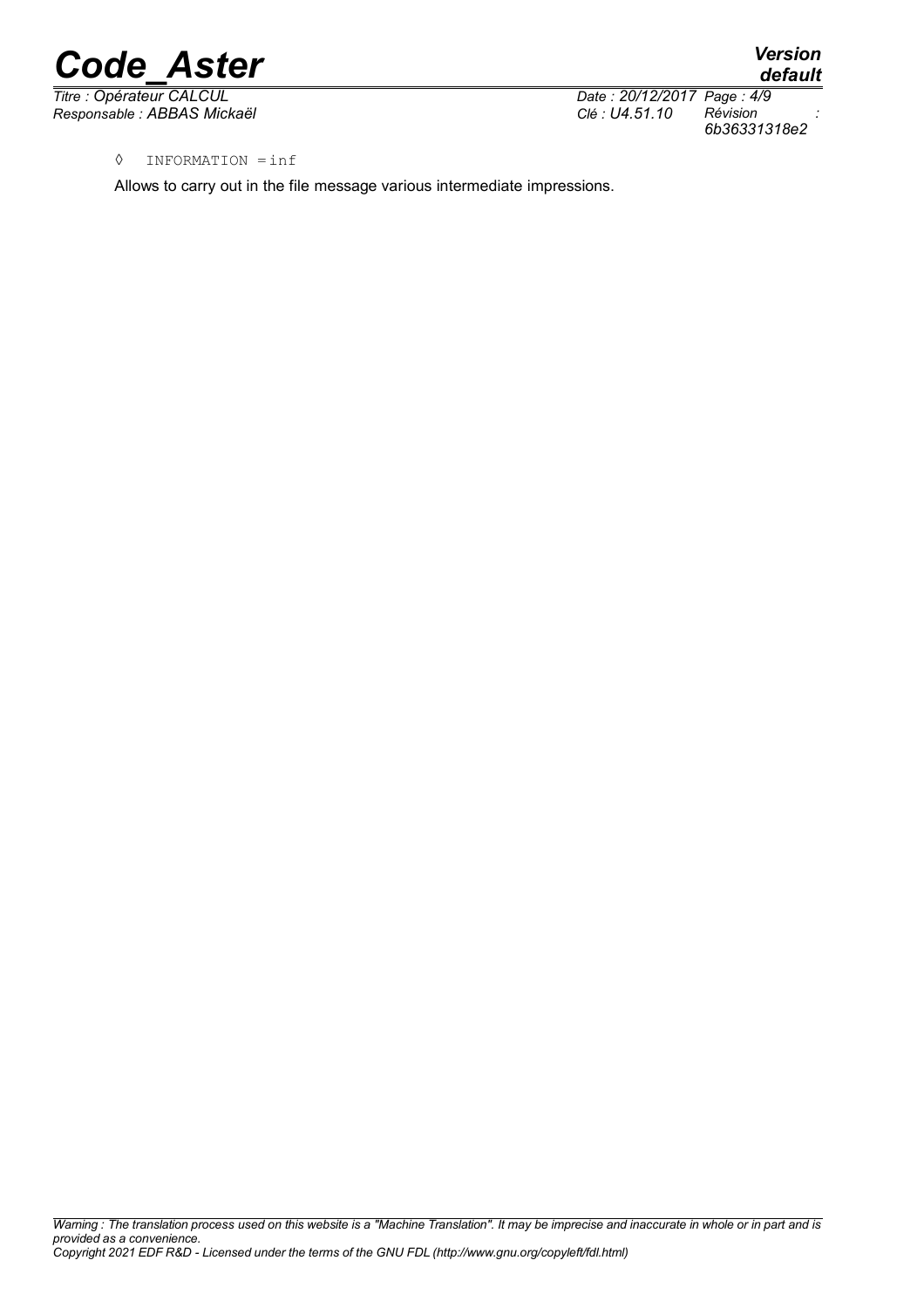◊ INFORMATION = inf

Allows to carry out in the file message various intermediate impressions.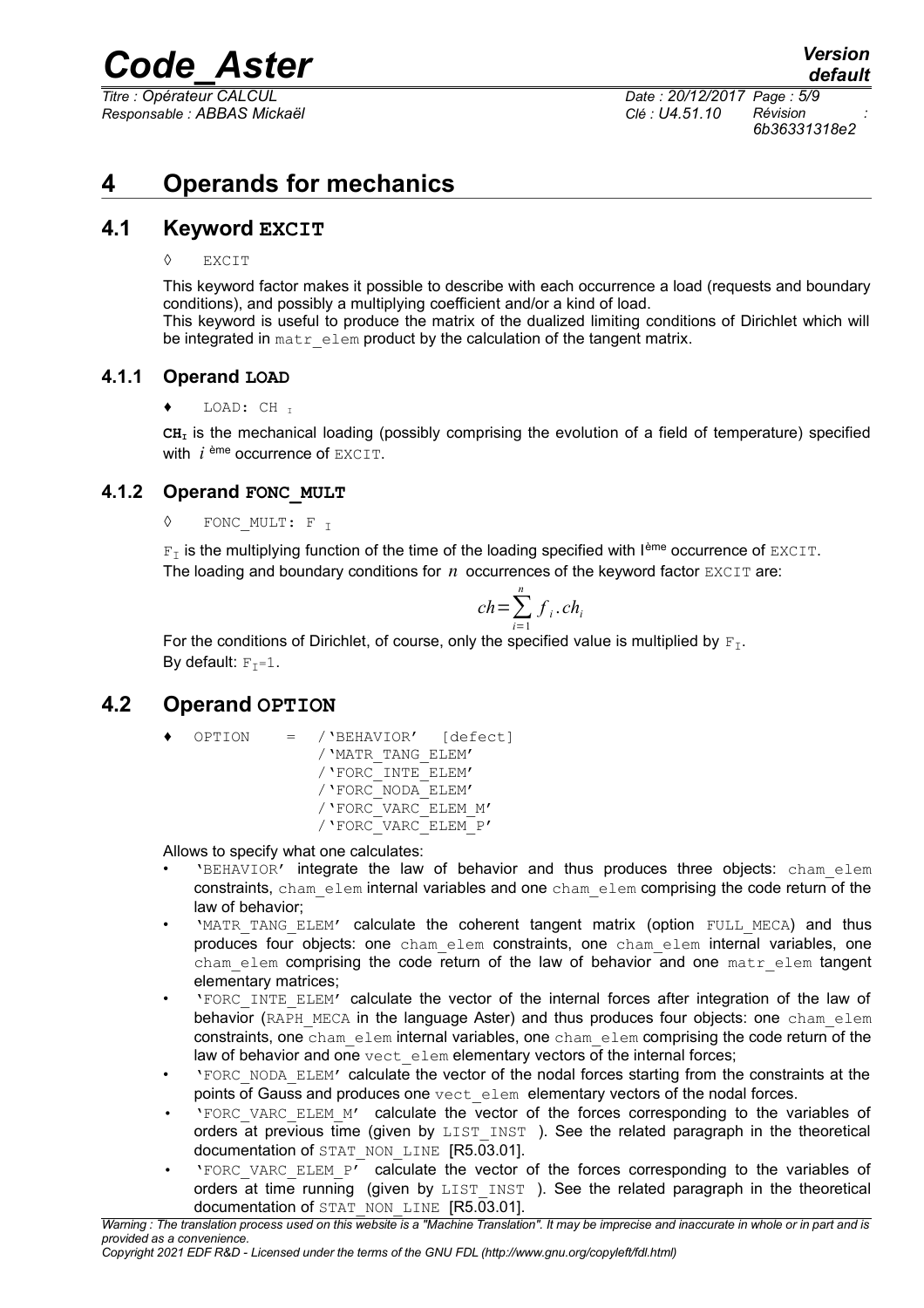# 4 Operands for mechanics

## 4.1 Keyword EXCIT

◊ EXCIT

This keyword factor makes it possible to describe with each occurrence a load (requests and boundary conditions), and possibly a multiplying coefficient and/or a kind of load.
This keyword is useful to produce the matrix of the dualized limiting conditions of Dirichlet which will be integrated in matr_elem product by the calculation of the tangent matrix.

### 4.1.1 Operand LOAD

♦ LOAD: CH $_I$

**CH$_I$** is the mechanical loading (possibly comprising the evolution of a field of temperature) specified with $i$ ème occurrence of EXCIT.

### 4.1.2 Operand FONC_MULT

◊ FONC_MULT: F $_I$

F$_I$ is the multiplying function of the time of the loading specified with Ième occurrence of EXCIT.
The loading and boundary conditions for $n$ occurrences of the keyword factor EXCIT are:

$$ch=\sum_{i=1}^{n} f_i . ch_i$$

For the conditions of Dirichlet, of course, only the specified value is multiplied by F$_I$.
By default: F$_I$=1.

## 4.2 Operand OPTION

```
♦ OPTION    = /'BEHAVIOR'   [defect]
              /'MATR_TANG_ELEM'
              /'FORC_INTE_ELEM'
              /'FORC_NODA_ELEM'
              /'FORC_VARC_ELEM_M'
              /'FORC_VARC_ELEM_P'
```

Allows to specify what one calculates:

- 'BEHAVIOR' integrate the law of behavior and thus produces three objects: cham_elem constraints, cham_elem internal variables and one cham_elem comprising the code return of the law of behavior;
- 'MATR_TANG_ELEM' calculate the coherent tangent matrix (option FULL_MECA) and thus produces four objects: one cham_elem constraints, one cham_elem internal variables, one cham_elem comprising the code return of the law of behavior and one matr_elem tangent elementary matrices;
- 'FORC_INTE_ELEM' calculate the vector of the internal forces after integration of the law of behavior (RAPH_MECA in the language Aster) and thus produces four objects: one cham_elem constraints, one cham_elem internal variables, one cham_elem comprising the code return of the law of behavior and one vect_elem elementary vectors of the internal forces;
- 'FORC_NODA_ELEM' calculate the vector of the nodal forces starting from the constraints at the points of Gauss and produces one vect_elem elementary vectors of the nodal forces.
- 'FORC_VARC_ELEM_M' calculate the vector of the forces corresponding to the variables of orders at previous time (given by LIST_INST ). See the related paragraph in the theoretical documentation of STAT_NON_LINE [R5.03.01].
- 'FORC_VARC_ELEM_P' calculate the vector of the forces corresponding to the variables of orders at time running (given by LIST_INST ). See the related paragraph in the theoretical documentation of STAT_NON_LINE [R5.03.01].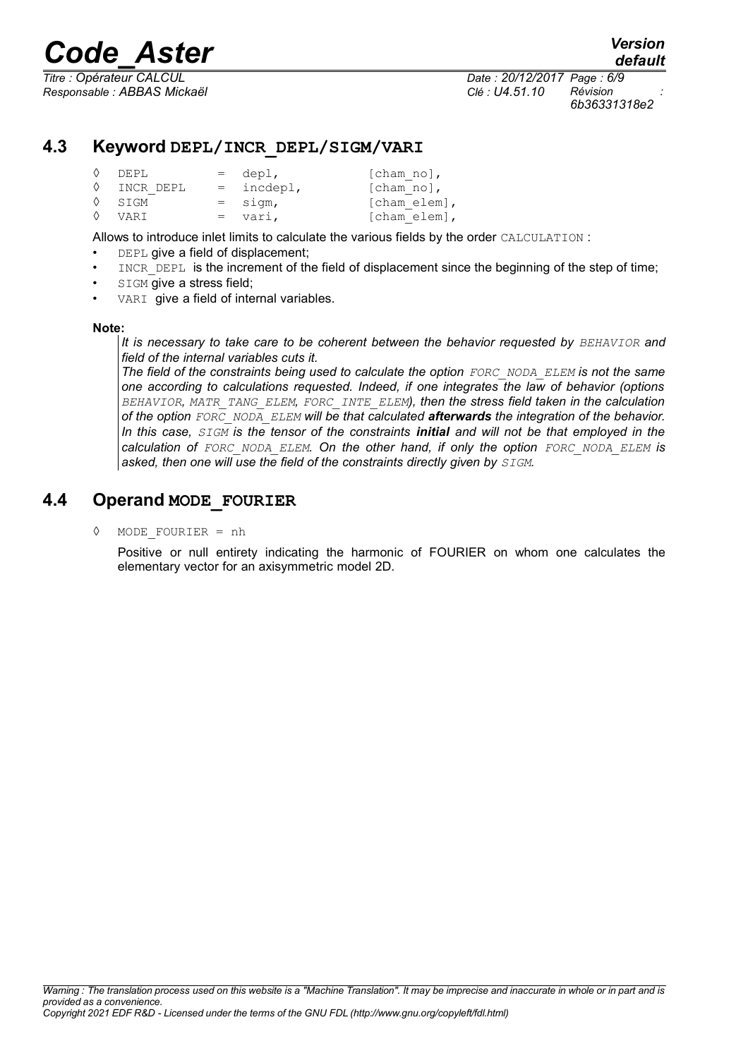## 4.3 Keyword DEPL/INCR_DEPL/SIGM/VARI

```
◊ DEPL       = depl,        [cham_no],
◊ INCR_DEPL  = incdepl,     [cham_no],
◊ SIGM       = sigm,        [cham_elem],
◊ VARI       = vari,        [cham_elem],
```

Allows to introduce inlet limits to calculate the various fields by the order CALCULATION :

- DEPL give a field of displacement;
- INCR_DEPL is the increment of the field of displacement since the beginning of the step of time;
- SIGM give a stress field;
- VARI give a field of internal variables.

**Note:**

*It is necessary to take care to be coherent between the behavior requested by BEHAVIOR and field of the internal variables cuts it.*

*The field of the constraints being used to calculate the option FORC_NODA_ELEM is not the same one according to calculations requested. Indeed, if one integrates the law of behavior (options BEHAVIOR, MATR_TANG_ELEM, FORC_INTE_ELEM), then the stress field taken in the calculation of the option FORC_NODA_ELEM will be that calculated **afterwards** the integration of the behavior. In this case, SIGM is the tensor of the constraints **initial** and will not be that employed in the calculation of FORC_NODA_ELEM. On the other hand, if only the option FORC_NODA_ELEM is asked, then one will use the field of the constraints directly given by SIGM.*

## 4.4 Operand MODE_FOURIER

◊ MODE_FOURIER = nh

Positive or null entirety indicating the harmonic of FOURIER on whom one calculates the elementary vector for an axisymmetric model 2D.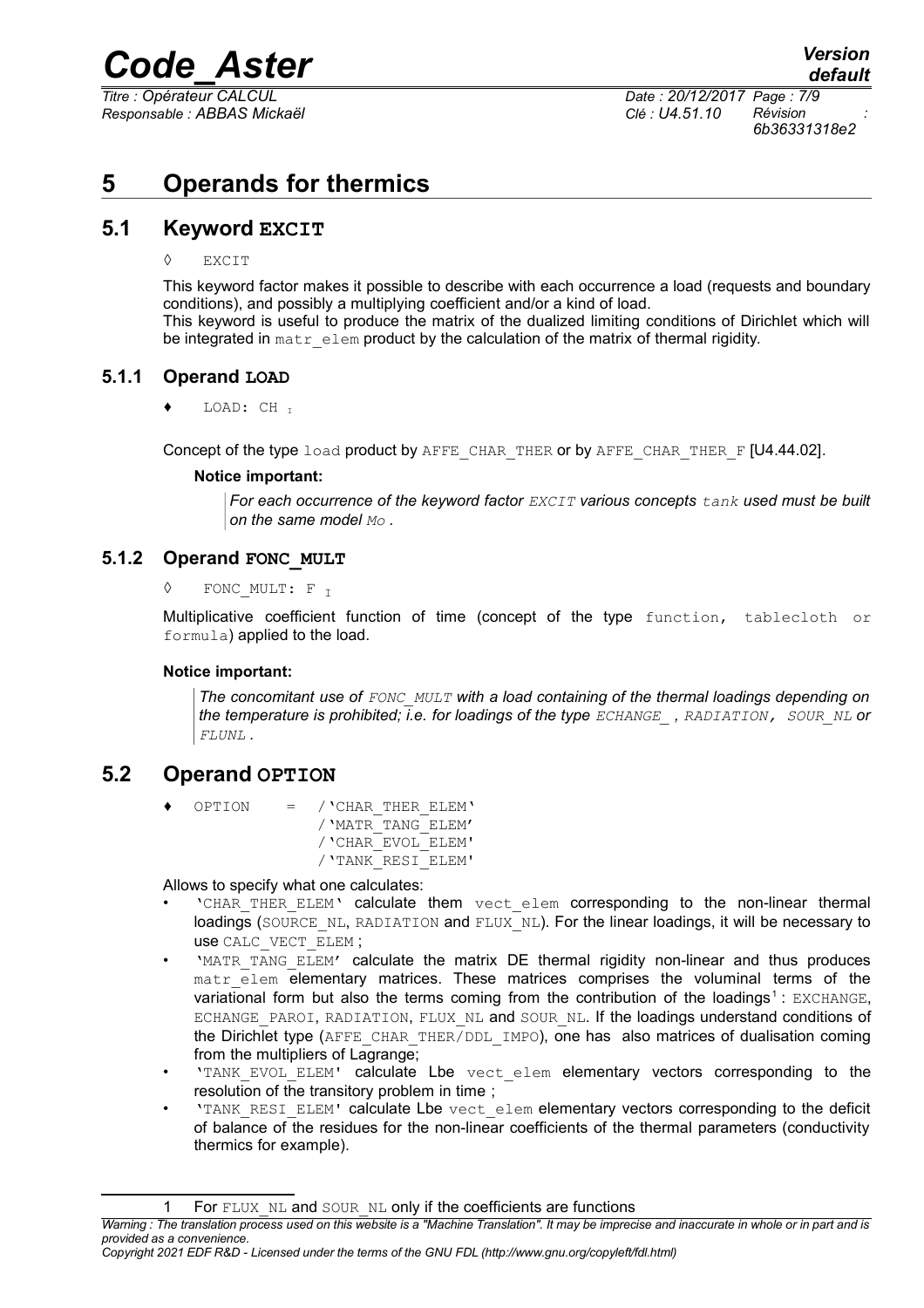# 5 Operands for thermics

## 5.1 Keyword EXCIT

◊ EXCIT

This keyword factor makes it possible to describe with each occurrence a load (requests and boundary conditions), and possibly a multiplying coefficient and/or a kind of load.
This keyword is useful to produce the matrix of the dualized limiting conditions of Dirichlet which will be integrated in matr_elem product by the calculation of the matrix of thermal rigidity.

### 5.1.1 Operand LOAD

♦ LOAD: CH $_I$

Concept of the type load product by AFFE_CHAR_THER or by AFFE_CHAR_THER_F [U4.44.02].

**Notice important:**

> *For each occurrence of the keyword factor EXCIT various concepts tank used must be built on the same model Mo .*

### 5.1.2 Operand FONC_MULT

◊ FONC_MULT: F $_I$

Multiplicative coefficient function of time (concept of the type function, tablecloth or formula) applied to the load.

**Notice important:**

> *The concomitant use of FONC_MULT with a load containing of the thermal loadings depending on the temperature is prohibited; i.e. for loadings of the type ECHANGE_ , RADIATION, SOUR_NL or FLUNL .*

## 5.2 Operand OPTION

```
♦ OPTION    = /'CHAR_THER_ELEM'
              /'MATR_TANG_ELEM'
              /'CHAR_EVOL_ELEM'
              /'TANK_RESI_ELEM'
```

Allows to specify what one calculates:

- 'CHAR_THER_ELEM' calculate them vect_elem corresponding to the non-linear thermal loadings (SOURCE_NL, RADIATION and FLUX_NL). For the linear loadings, it will be necessary to use CALC_VECT_ELEM ;
- 'MATR_TANG_ELEM' calculate the matrix DE thermal rigidity non-linear and thus produces matr_elem elementary matrices. These matrices comprises the voluminal terms of the variational form but also the terms coming from the contribution of the loadings[1] : EXCHANGE, ECHANGE_PAROI, RADIATION, FLUX_NL and SOUR_NL. If the loadings understand conditions of the Dirichlet type (AFFE_CHAR_THER/DDL_IMPO), one has also matrices of dualisation coming from the multipliers of Lagrange;
- 'TANK_EVOL_ELEM' calculate Lbe vect_elem elementary vectors corresponding to the resolution of the transitory problem in time ;
- 'TANK_RESI_ELEM' calculate Lbe vect_elem elementary vectors corresponding to the deficit of balance of the residues for the non-linear coefficients of the thermal parameters (conductivity thermics for example).

---

[1] For FLUX_NL and SOUR_NL only if the coefficients are functions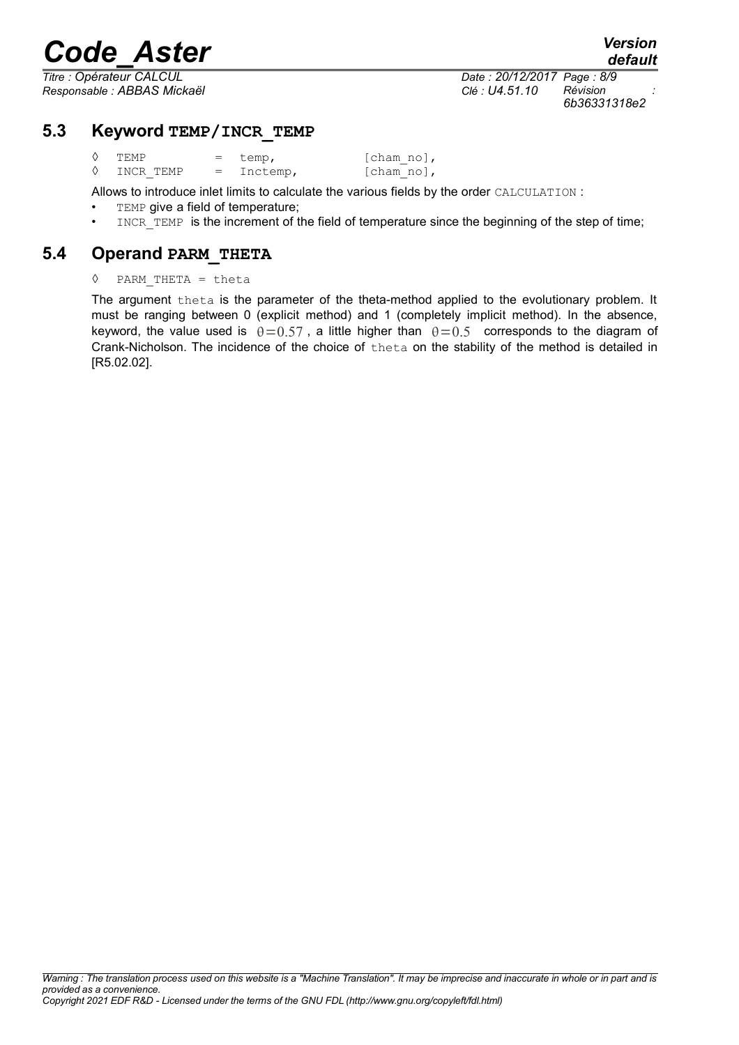## 5.3 Keyword TEMP/INCR_TEMP

```
◊  TEMP        =  temp,          [cham_no],
◊  INCR_TEMP   =  Inctemp,       [cham_no],
```

Allows to introduce inlet limits to calculate the various fields by the order CALCULATION :

- TEMP give a field of temperature;
- INCR_TEMP is the increment of the field of temperature since the beginning of the step of time;

## 5.4 Operand PARM_THETA

```
◊  PARM_THETA = theta
```

The argument theta is the parameter of the theta-method applied to the evolutionary problem. It must be ranging between 0 (explicit method) and 1 (completely implicit method). In the absence, keyword, the value used is $\theta=0.57$, a little higher than $\theta=0.5$ corresponds to the diagram of Crank-Nicholson. The incidence of the choice of theta on the stability of the method is detailed in [R5.02.02].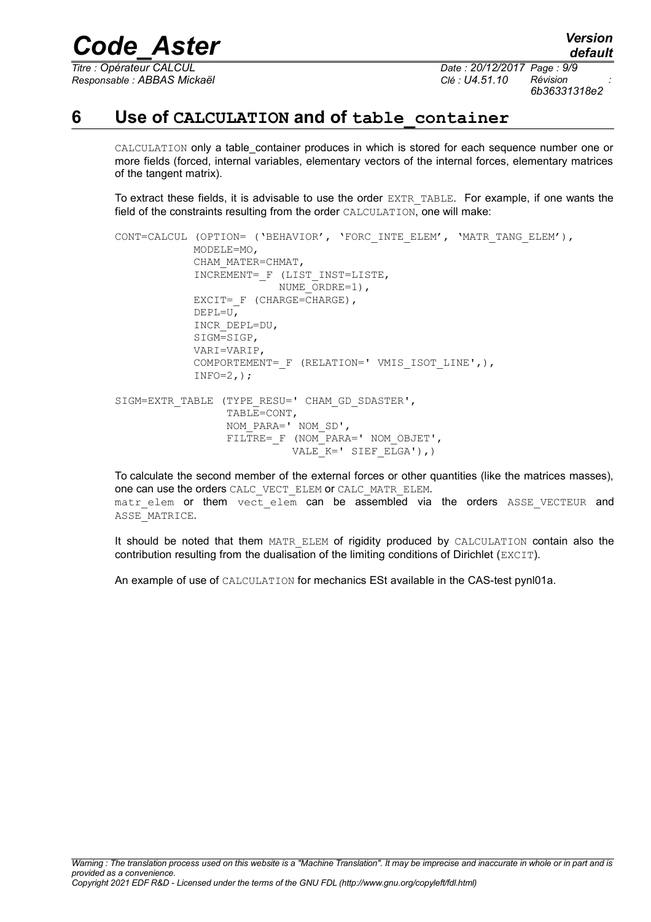# 6 Use of CALCULATION and of table_container

CALCULATION only a table_container produces in which is stored for each sequence number one or more fields (forced, internal variables, elementary vectors of the internal forces, elementary matrices of the tangent matrix).

To extract these fields, it is advisable to use the order EXTR_TABLE. For example, if one wants the field of the constraints resulting from the order CALCULATION, one will make:

```
CONT=CALCUL (OPTION= ('BEHAVIOR', 'FORC_INTE_ELEM', 'MATR_TANG_ELEM'),
            MODELE=MO,
            CHAM_MATER=CHMAT,
            INCREMENT=_F (LIST_INST=LISTE,
                         NUME_ORDRE=1),
            EXCIT=_F (CHARGE=CHARGE),
            DEPL=U,
            INCR_DEPL=DU,
            SIGM=SIGP,
            VARI=VARIP,
            COMPORTEMENT=_F (RELATION=' VMIS_ISOT_LINE',),
            INFO=2,);

SIGM=EXTR_TABLE (TYPE_RESU=' CHAM_GD_SDASTER',
                 TABLE=CONT,
                 NOM_PARA=' NOM_SD',
                 FILTRE=_F (NOM_PARA=' NOM_OBJET',
                            VALE_K=' SIEF_ELGA'),)
```

To calculate the second member of the external forces or other quantities (like the matrices masses), one can use the orders CALC_VECT_ELEM or CALC_MATR_ELEM.
matr_elem or them vect_elem can be assembled via the orders ASSE_VECTEUR and ASSE_MATRICE.

It should be noted that them MATR_ELEM of rigidity produced by CALCULATION contain also the contribution resulting from the dualisation of the limiting conditions of Dirichlet (EXCIT).

An example of use of CALCULATION for mechanics ESt available in the CAS-test pynl01a.